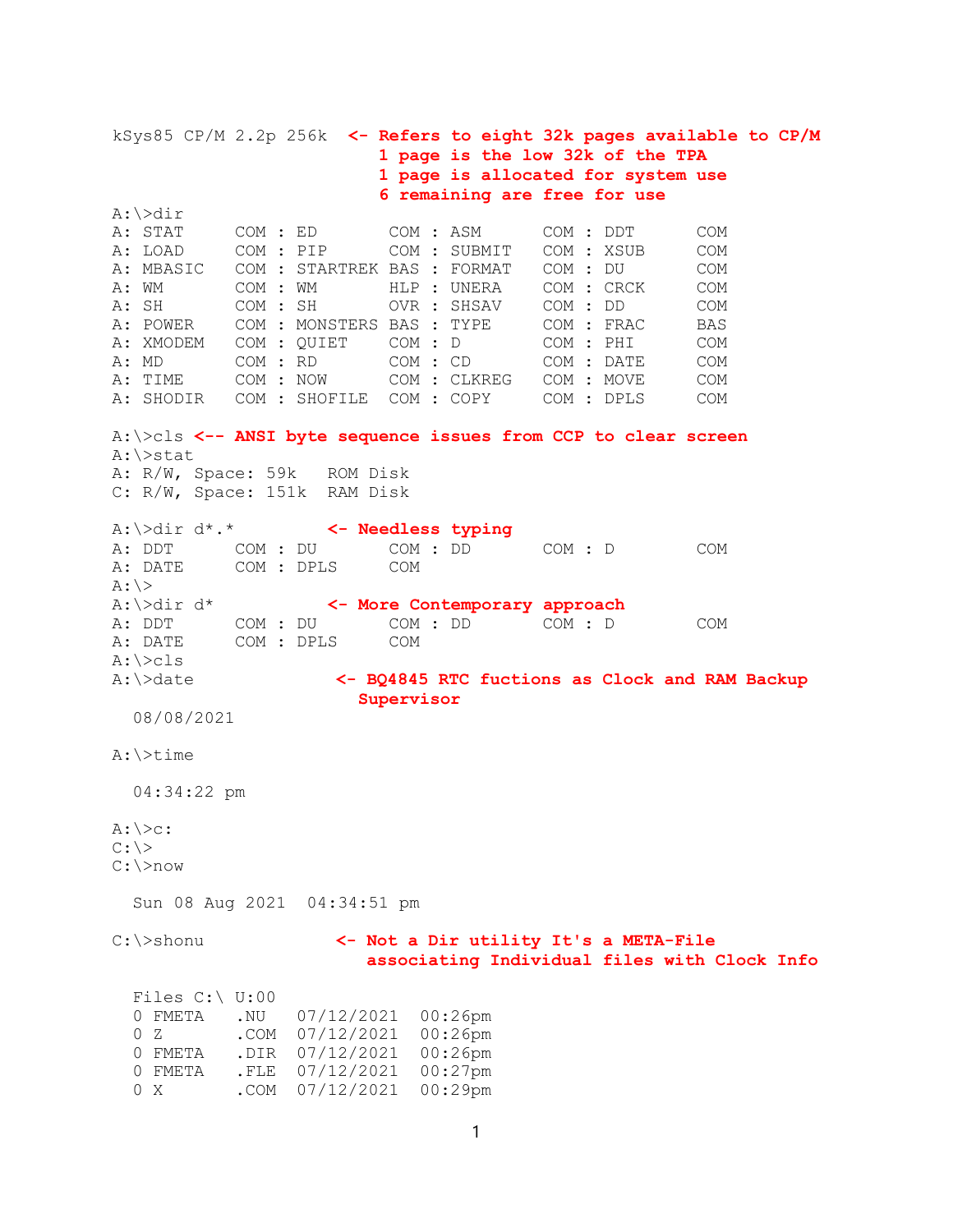```
kSys85 CP/M 2.2p 256k  <- Refers to eight 32k pages available to CP/M
                          1 page is the low 32k of the TPA
                          1 page is allocated for system use
                          6 remaining are free for use
A:\>dir
A: STAT     COM : ED       COM : ASM      COM : DDT      COM
A: LOAD     COM : PIP      COM : SUBMIT   COM : XSUB     COM
A: MBASIC   COM : STARTREK BAS : FORMAT   COM : DU       COM
A: WM       COM : WM       HLP : UNERA    COM : CRCK     COM
A: SH       COM : SH       OVR : SHSAV    COM : DD       COM
A: POWER    COM : MONSTERS BAS : TYPE     COM : FRAC     BAS
A: XMODEM   COM : QUIET    COM : D        COM : PHI      COM
A: MD       COM : RD       COM : CD       COM : DATE     COM
A: TIME     COM : NOW      COM : CLKREG   COM : MOVE     COM
A: SHODIR   COM : SHOFILE  COM : COPY     COM : DPLS     COM

A:\>cls <-- ANSI byte sequence issues from CCP to clear screen
A:\>stat
A: R/W, Space: 59k   ROM Disk
C: R/W, Space: 151k  RAM Disk

A:\>dir d*.*         <- Needless typing
A: DDT      COM : DU       COM : DD       COM : D        COM
A: DATE     COM : DPLS     COM
A:\>
A:\>dir d*           <- More Contemporary approach
A: DDT      COM : DU       COM : DD       COM : D        COM
A: DATE     COM : DPLS     COM
A:\>cls
A:\>date              <- BQ4845 RTC fuctions as Clock and RAM Backup
                         Supervisor
  08/08/2021

A:\>time

  04:34:22 pm

A:\>c:
C:\>
C:\>now

  Sun 08 Aug 2021  04:34:51 pm

C:\>shonu             <- Not a Dir utility It's a META-File
                          associating Individual files with Clock Info

  Files C:\ U:00
  0 FMETA   .NU   07/12/2021  00:26pm
  0 Z       .COM  07/12/2021  00:26pm
  0 FMETA   .DIR  07/12/2021  00:26pm
  0 FMETA   .FLE  07/12/2021  00:27pm
  0 X       .COM  07/12/2021  00:29pm
```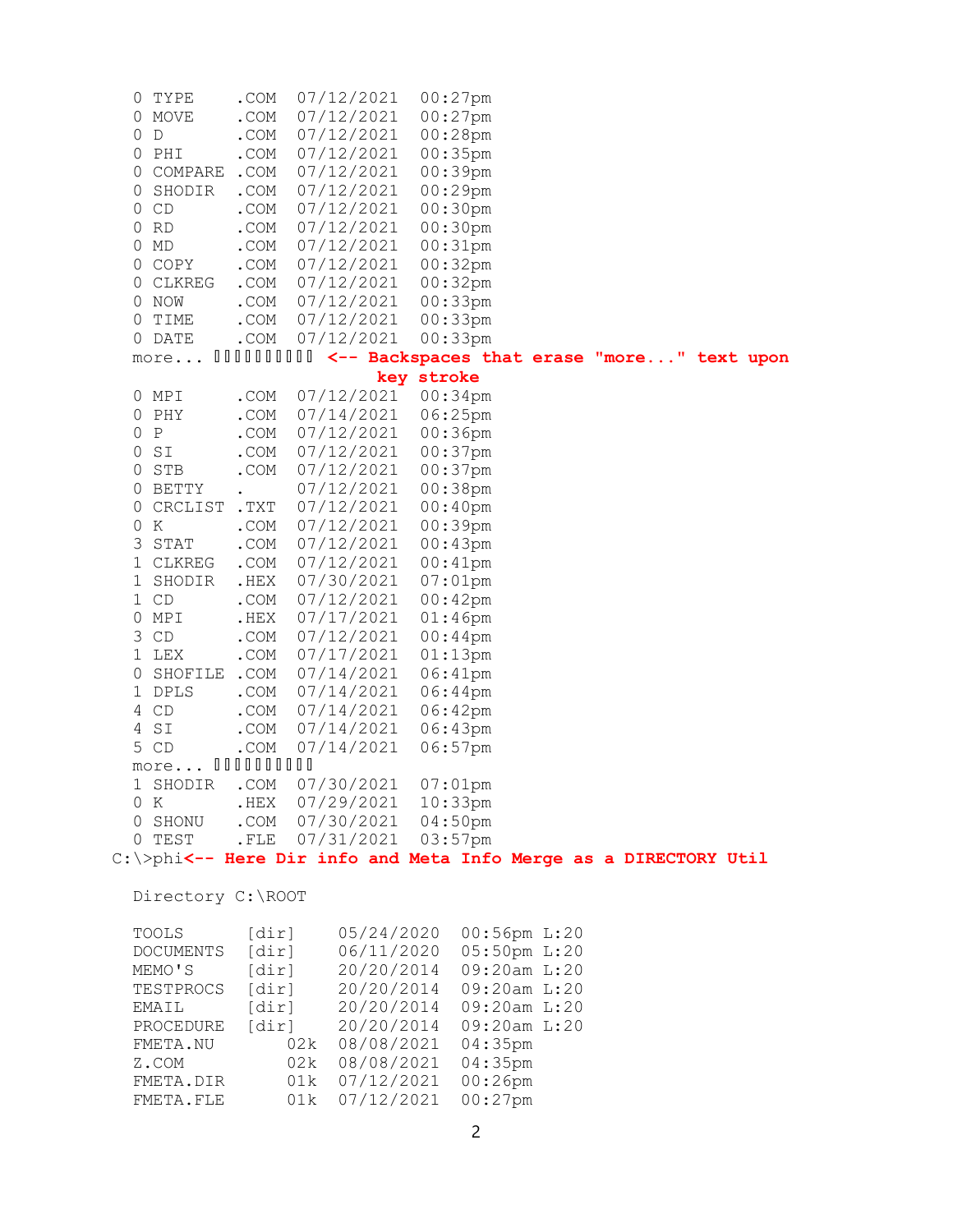```
  0 TYPE    .COM  07/12/2021  00:27pm
  0 MOVE    .COM  07/12/2021  00:27pm
  0 D       .COM  07/12/2021  00:28pm
  0 PHI     .COM  07/12/2021  00:35pm
  0 COMPARE .COM  07/12/2021  00:39pm
  0 SHODIR  .COM  07/12/2021  00:29pm
  0 CD      .COM  07/12/2021  00:30pm
  0 RD      .COM  07/12/2021  00:30pm
  0 MD      .COM  07/12/2021  00:31pm
  0 COPY    .COM  07/12/2021  00:32pm
  0 CLKREG  .COM  07/12/2021  00:32pm
  0 NOW     .COM  07/12/2021  00:33pm
  0 TIME    .COM  07/12/2021  00:33pm
  0 DATE    .COM  07/12/2021  00:33pm
  more... ▯▯▯▯▯▯▯▯▯▯ <-- Backspaces that erase "more..." text upon
                         key stroke
  0 MPI     .COM  07/12/2021  00:34pm
  0 PHY     .COM  07/14/2021  06:25pm
  0 P       .COM  07/12/2021  00:36pm
  0 SI      .COM  07/12/2021  00:37pm
  0 STB     .COM  07/12/2021  00:37pm
  0 BETTY   .     07/12/2021  00:38pm
  0 CRCLIST .TXT  07/12/2021  00:40pm
  0 K       .COM  07/12/2021  00:39pm
  3 STAT    .COM  07/12/2021  00:43pm
  1 CLKREG  .COM  07/12/2021  00:41pm
  1 SHODIR  .HEX  07/30/2021  07:01pm
  1 CD      .COM  07/12/2021  00:42pm
  0 MPI     .HEX  07/17/2021  01:46pm
  3 CD      .COM  07/12/2021  00:44pm
  1 LEX     .COM  07/17/2021  01:13pm
  0 SHOFILE .COM  07/14/2021  06:41pm
  1 DPLS    .COM  07/14/2021  06:44pm
  4 CD      .COM  07/14/2021  06:42pm
  4 SI      .COM  07/14/2021  06:43pm
  5 CD      .COM  07/14/2021  06:57pm
  more... ▯▯▯▯▯▯▯▯▯▯
  1 SHODIR  .COM  07/30/2021  07:01pm
  0 K       .HEX  07/29/2021  10:33pm
  0 SHONU   .COM  07/30/2021  04:50pm
  0 TEST    .FLE  07/31/2021  03:57pm
C:\>phi<-- Here Dir info and Meta Info Merge as a DIRECTORY Util

  Directory C:\ROOT

  TOOLS      [dir]    05/24/2020  00:56pm L:20
  DOCUMENTS  [dir]    06/11/2020  05:50pm L:20
  MEMO'S     [dir]    20/20/2014  09:20am L:20
  TESTPROCS  [dir]    20/20/2014  09:20am L:20
  EMAIL      [dir]    20/20/2014  09:20am L:20
  PROCEDURE  [dir]    20/20/2014  09:20am L:20
  FMETA.NU       02k  08/08/2021  04:35pm
  Z.COM          02k  08/08/2021  04:35pm
  FMETA.DIR      01k  07/12/2021  00:26pm
  FMETA.FLE      01k  07/12/2021  00:27pm
```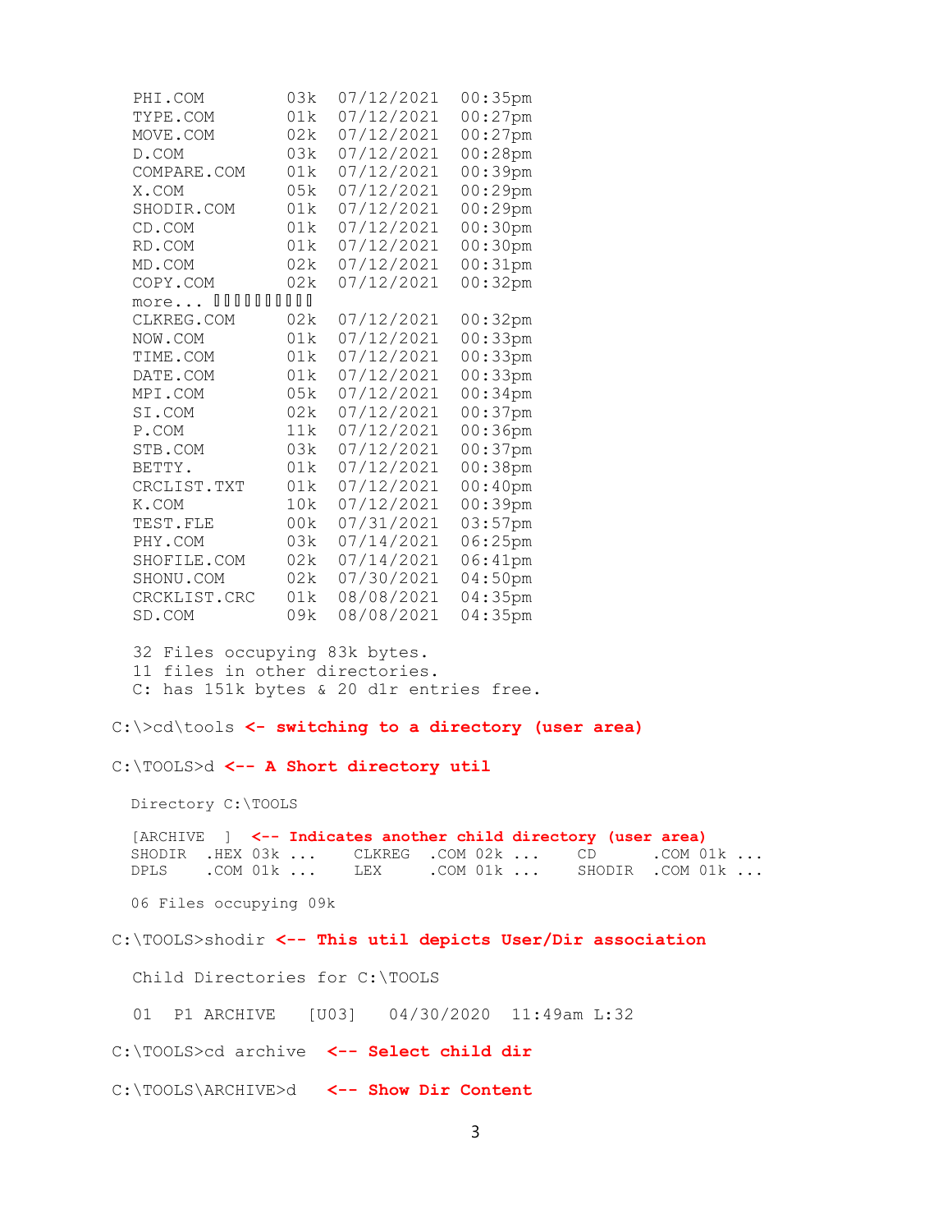```
  PHI.COM        03k  07/12/2021  00:35pm
  TYPE.COM       01k  07/12/2021  00:27pm
  MOVE.COM       02k  07/12/2021  00:27pm
  D.COM          03k  07/12/2021  00:28pm
  COMPARE.COM    01k  07/12/2021  00:39pm
  X.COM          05k  07/12/2021  00:29pm
  SHODIR.COM     01k  07/12/2021  00:29pm
  CD.COM         01k  07/12/2021  00:30pm
  RD.COM         01k  07/12/2021  00:30pm
  MD.COM         02k  07/12/2021  00:31pm
  COPY.COM       02k  07/12/2021  00:32pm
  more... ▯▯▯▯▯▯▯▯▯▯
  CLKREG.COM     02k  07/12/2021  00:32pm
  NOW.COM        01k  07/12/2021  00:33pm
  TIME.COM       01k  07/12/2021  00:33pm
  DATE.COM       01k  07/12/2021  00:33pm
  MPI.COM        05k  07/12/2021  00:34pm
  SI.COM         02k  07/12/2021  00:37pm
  P.COM          11k  07/12/2021  00:36pm
  STB.COM        03k  07/12/2021  00:37pm
  BETTY.         01k  07/12/2021  00:38pm
  CRCLIST.TXT    01k  07/12/2021  00:40pm
  K.COM          10k  07/12/2021  00:39pm
  TEST.FLE       00k  07/31/2021  03:57pm
  PHY.COM        03k  07/14/2021  06:25pm
  SHOFILE.COM    02k  07/14/2021  06:41pm
  SHONU.COM      02k  07/30/2021  04:50pm
  CRCKLIST.CRC   01k  08/08/2021  04:35pm
  SD.COM         09k  08/08/2021  04:35pm

  32 Files occupying 83k bytes.
  11 files in other directories.
  C: has 151k bytes & 20 dir entries free.

C:\>cd\tools <- switching to a directory (user area)

C:\TOOLS>d <-- A Short directory util

  Directory C:\TOOLS

  [ARCHIVE  ]  <-- Indicates another child directory (user area)
  SHODIR  .HEX 03k ...    CLKREG  .COM 02k ...    CD      .COM 01k ...
  DPLS    .COM 01k ...    LEX     .COM 01k ...    SHODIR  .COM 01k ...

  06 Files occupying 09k

C:\TOOLS>shodir <-- This util depicts User/Dir association

  Child Directories for C:\TOOLS

  01  P1 ARCHIVE   [U03]   04/30/2020  11:49am L:32

C:\TOOLS>cd archive  <-- Select child dir

C:\TOOLS\ARCHIVE>d   <-- Show Dir Content
```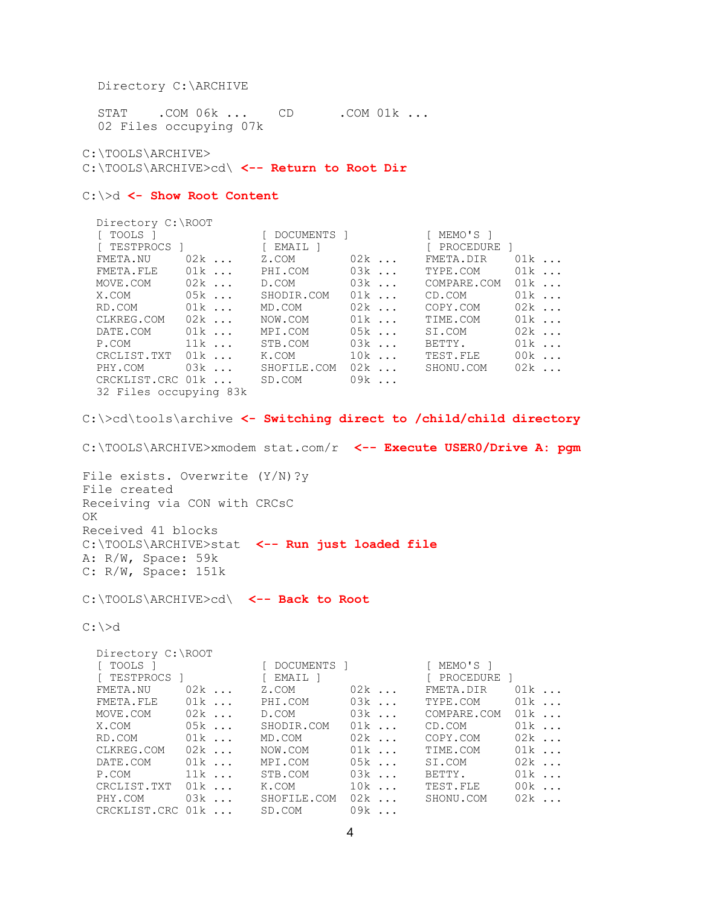```
  Directory C:\ARCHIVE

  STAT    .COM 06k ...    CD      .COM 01k ...
  02 Files occupying 07k

C:\TOOLS\ARCHIVE>
C:\TOOLS\ARCHIVE>cd\ <-- Return to Root Dir

C:\>d <- Show Root Content

  Directory C:\ROOT
  [ TOOLS ]              [ DOCUMENTS ]          [ MEMO'S ]
  [ TESTPROCS ]          [ EMAIL ]              [ PROCEDURE ]
  FMETA.NU     02k ...   Z.COM        02k ...   FMETA.DIR    01k ...
  FMETA.FLE    01k ...   PHI.COM      03k ...   TYPE.COM     01k ...
  MOVE.COM     02k ...   D.COM        03k ...   COMPARE.COM  01k ...
  X.COM        05k ...   SHODIR.COM   01k ...   CD.COM       01k ...
  RD.COM       01k ...   MD.COM       02k ...   COPY.COM     02k ...
  CLKREG.COM   02k ...   NOW.COM      01k ...   TIME.COM     01k ...
  DATE.COM     01k ...   MPI.COM      05k ...   SI.COM       02k ...
  P.COM        11k ...   STB.COM      03k ...   BETTY.       01k ...
  CRCLIST.TXT  01k ...   K.COM        10k ...   TEST.FLE     00k ...
  PHY.COM      03k ...   SHOFILE.COM  02k ...   SHONU.COM    02k ...
  CRCKLIST.CRC 01k ...   SD.COM       09k ...
  32 Files occupying 83k

C:\>cd\tools\archive <- Switching direct to /child/child directory

C:\TOOLS\ARCHIVE>xmodem stat.com/r  <-- Execute USER0/Drive A: pgm

File exists. Overwrite (Y/N)?y
File created
Receiving via CON with CRCsC
OK
Received 41 blocks
C:\TOOLS\ARCHIVE>stat  <-- Run just loaded file
A: R/W, Space: 59k
C: R/W, Space: 151k

C:\TOOLS\ARCHIVE>cd\  <-- Back to Root

C:\>d

  Directory C:\ROOT
  [ TOOLS ]              [ DOCUMENTS ]          [ MEMO'S ]
  [ TESTPROCS ]          [ EMAIL ]              [ PROCEDURE ]
  FMETA.NU     02k ...   Z.COM        02k ...   FMETA.DIR    01k ...
  FMETA.FLE    01k ...   PHI.COM      03k ...   TYPE.COM     01k ...
  MOVE.COM     02k ...   D.COM        03k ...   COMPARE.COM  01k ...
  X.COM        05k ...   SHODIR.COM   01k ...   CD.COM       01k ...
  RD.COM       01k ...   MD.COM       02k ...   COPY.COM     02k ...
  CLKREG.COM   02k ...   NOW.COM      01k ...   TIME.COM     01k ...
  DATE.COM     01k ...   MPI.COM      05k ...   SI.COM       02k ...
  P.COM        11k ...   STB.COM      03k ...   BETTY.       01k ...
  CRCLIST.TXT  01k ...   K.COM        10k ...   TEST.FLE     00k ...
  PHY.COM      03k ...   SHOFILE.COM  02k ...   SHONU.COM    02k ...
  CRCKLIST.CRC 01k ...   SD.COM       09k ...
```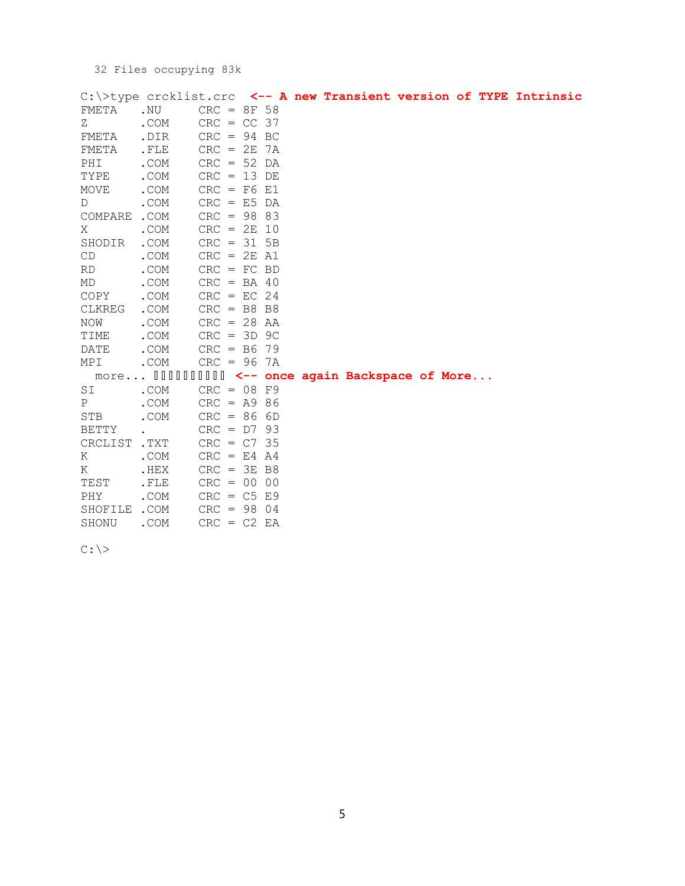```
  32 Files occupying 83k

C:\>type crcklist.crc  <-- A new Transient version of TYPE Intrinsic
FMETA   .NU    CRC = 8F 58
Z       .COM   CRC = CC 37
FMETA   .DIR   CRC = 94 BC
FMETA   .FLE   CRC = 2E 7A
PHI     .COM   CRC = 52 DA
TYPE    .COM   CRC = 13 DE
MOVE    .COM   CRC = F6 E1
D       .COM   CRC = E5 DA
COMPARE .COM   CRC = 98 83
X       .COM   CRC = 2E 10
SHODIR  .COM   CRC = 31 5B
CD      .COM   CRC = 2E A1
RD      .COM   CRC = FC BD
MD      .COM   CRC = BA 40
COPY    .COM   CRC = EC 24
CLKREG  .COM   CRC = B8 B8
NOW     .COM   CRC = 28 AA
TIME    .COM   CRC = 3D 9C
DATE    .COM   CRC = B6 79
MPI     .COM   CRC = 96 7A
  more... ▯▯▯▯▯▯▯▯▯▯ <-- once again Backspace of More...
SI      .COM   CRC = 08 F9
P       .COM   CRC = A9 86
STB     .COM   CRC = 86 6D
BETTY   .      CRC = D7 93
CRCLIST .TXT   CRC = C7 35
K       .COM   CRC = E4 A4
K       .HEX   CRC = 3E B8
TEST    .FLE   CRC = 00 00
PHY     .COM   CRC = C5 E9
SHOFILE .COM   CRC = 98 04
SHONU   .COM   CRC = C2 EA

C:\>
```